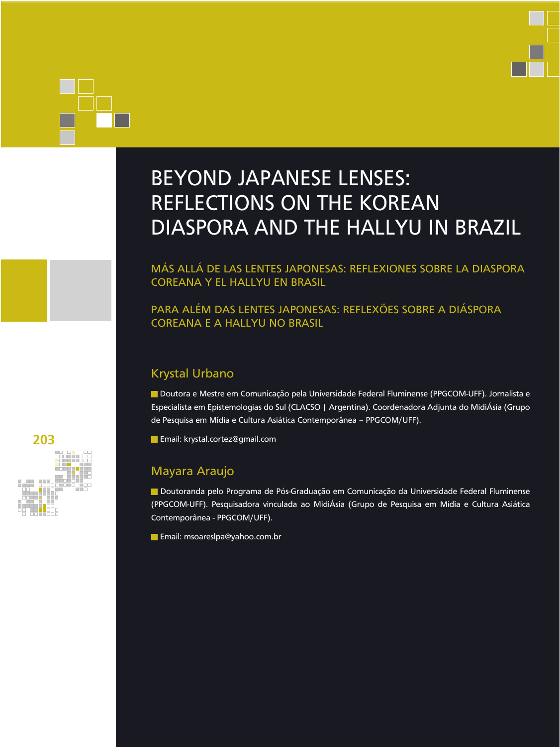# BEYOND JAPANESE LENSES: REFLECTIONS ON THE KOREAN DIASPORA AND THE HALLYU IN BRAZIL

## MÁS ALLÁ DE LAS LENTES JAPONESAS: REFLEXIONES SOBRE LA DIASPORA COREANA Y EL HALLYU EN BRASIL

## PARA ALÉM DAS LENTES JAPONESAS: REFLEXÕES SOBRE A DIÁSPORA COREANA E A HALLYU NO BRASIL

### Krystal Urbano

- Doutora e Mestre em Comunicação pela Universidade Federal Fluminense (PPGCOM-UFF). Jornalista e Especialista em Epistemologias do Sul (CLACSO | Argentina). Coordenadora Adjunta do MidiÁsia (Grupo de Pesquisa em Mídia e Cultura Asiática Contemporânea – PPGCOM/UFF).
- Email: krystal.cortez@gmail.com

### Mayara Araujo

- Doutoranda pelo Programa de Pós-Graduação em Comunicação da Universidade Federal Fluminense (PPGCOM-UFF). Pesquisadora vinculada ao MidiÁsia (Grupo de Pesquisa em Mídia e Cultura Asiática Contemporânea - PPGCOM/UFF).
- Email: msoareslpa@yahoo.com.br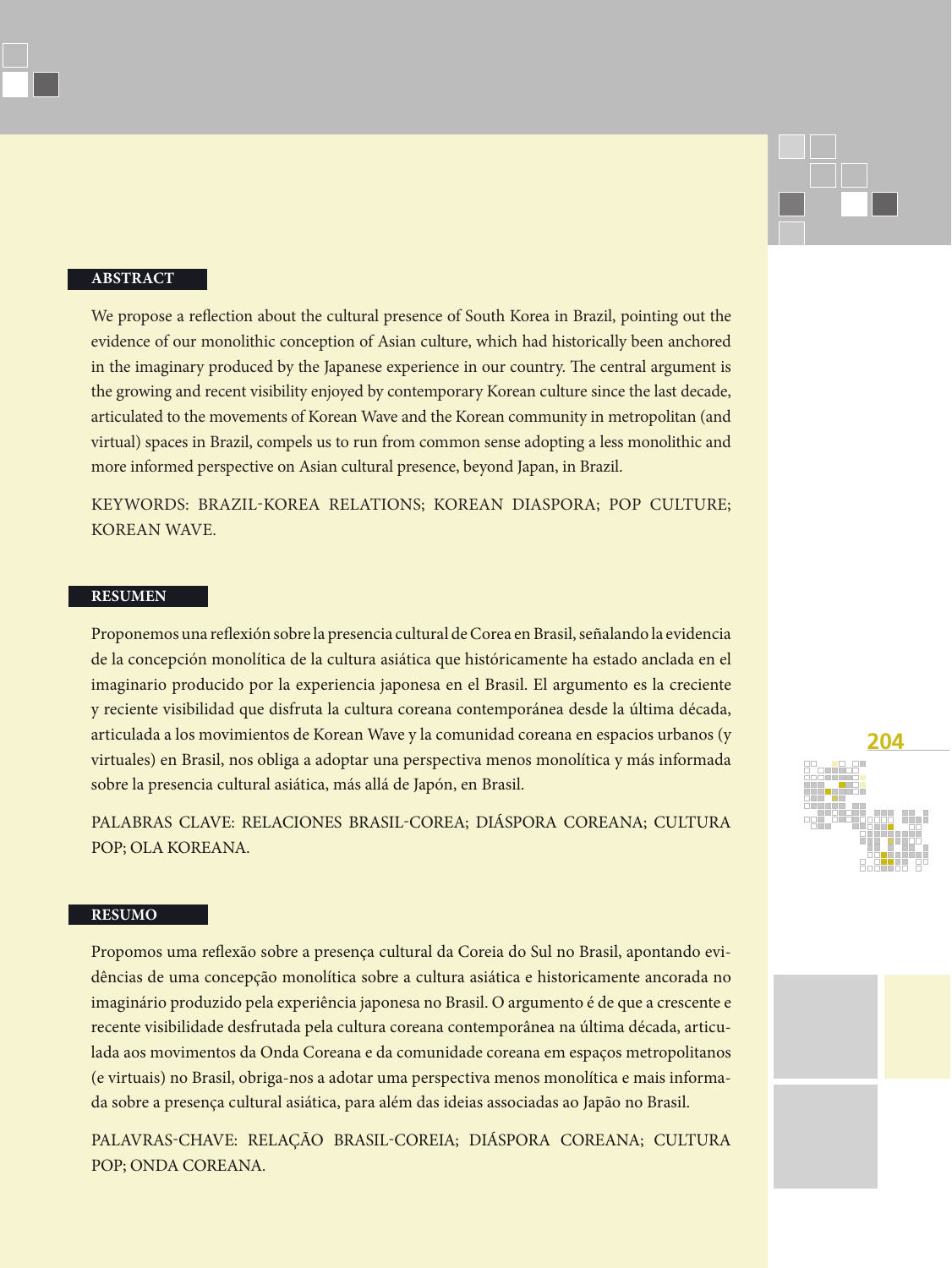## ABSTRACT

We propose a reflection about the cultural presence of South Korea in Brazil, pointing out the evidence of our monolithic conception of Asian culture, which had historically been anchored in the imaginary produced by the Japanese experience in our country. The central argument is the growing and recent visibility enjoyed by contemporary Korean culture since the last decade, articulated to the movements of Korean Wave and the Korean community in metropolitan (and virtual) spaces in Brazil, compels us to run from common sense adopting a less monolithic and more informed perspective on Asian cultural presence, beyond Japan, in Brazil.

KEYWORDS: BRAZIL-KOREA RELATIONS; KOREAN DIASPORA; POP CULTURE; KOREAN WAVE.

## RESUMEN

Proponemos una reflexión sobre la presencia cultural de Corea en Brasil, señalando la evidencia de la concepción monolítica de la cultura asiática que históricamente ha estado anclada en el imaginario producido por la experiencia japonesa en el Brasil. El argumento es la creciente y reciente visibilidad que disfruta la cultura coreana contemporánea desde la última década, articulada a los movimientos de Korean Wave y la comunidad coreana en espacios urbanos (y virtuales) en Brasil, nos obliga a adoptar una perspectiva menos monolítica y más informada sobre la presencia cultural asiática, más allá de Japón, en Brasil.

PALABRAS CLAVE: RELACIONES BRASIL-COREA; DIÁSPORA COREANA; CULTURA POP; OLA KOREANA.

## RESUMO

Propomos uma reflexão sobre a presença cultural da Coreia do Sul no Brasil, apontando evidências de uma concepção monolítica sobre a cultura asiática e historicamente ancorada no imaginário produzido pela experiência japonesa no Brasil. O argumento é de que a crescente e recente visibilidade desfrutada pela cultura coreana contemporânea na última década, articulada aos movimentos da Onda Coreana e da comunidade coreana em espaços metropolitanos (e virtuais) no Brasil, obriga-nos a adotar uma perspectiva menos monolítica e mais informada sobre a presença cultural asiática, para além das ideias associadas ao Japão no Brasil.

PALAVRAS-CHAVE: RELAÇÃO BRASIL-COREIA; DIÁSPORA COREANA; CULTURA POP; ONDA COREANA.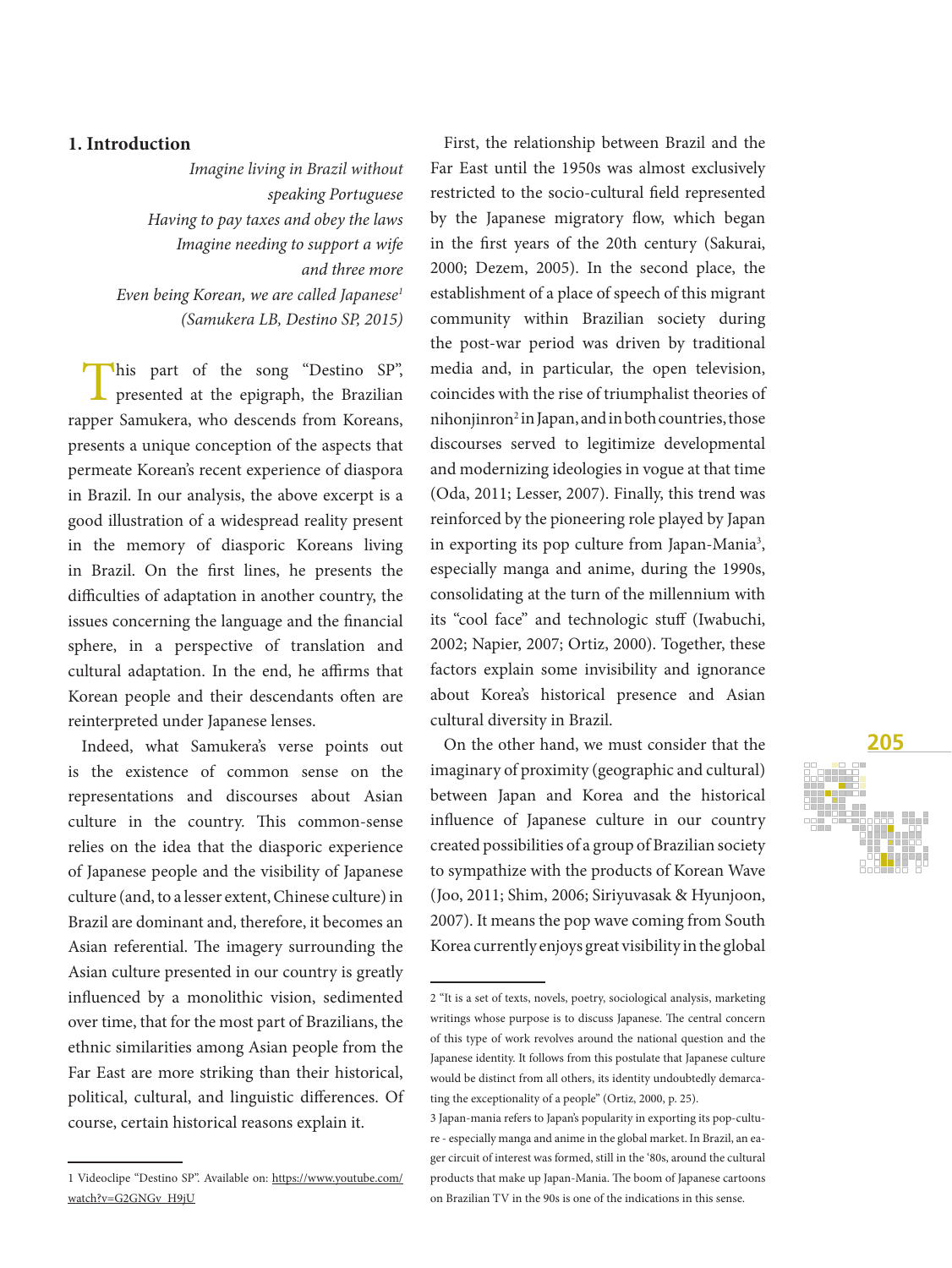## 1. Introduction

*Imagine living in Brazil without speaking Portuguese*
*Having to pay taxes and obey the laws*
*Imagine needing to support a wife and three more*
*Even being Korean, we are called Japanese*[1]
*(Samukera LB, Destino SP, 2015)*

This part of the song "Destino SP", presented at the epigraph, the Brazilian rapper Samukera, who descends from Koreans, presents a unique conception of the aspects that permeate Korean's recent experience of diaspora in Brazil. In our analysis, the above excerpt is a good illustration of a widespread reality present in the memory of diasporic Koreans living in Brazil. On the first lines, he presents the difficulties of adaptation in another country, the issues concerning the language and the financial sphere, in a perspective of translation and cultural adaptation. In the end, he affirms that Korean people and their descendants often are reinterpreted under Japanese lenses.

Indeed, what Samukera's verse points out is the existence of common sense on the representations and discourses about Asian culture in the country. This common-sense relies on the idea that the diasporic experience of Japanese people and the visibility of Japanese culture (and, to a lesser extent, Chinese culture) in Brazil are dominant and, therefore, it becomes an Asian referential. The imagery surrounding the Asian culture presented in our country is greatly influenced by a monolithic vision, sedimented over time, that for the most part of Brazilians, the ethnic similarities among Asian people from the Far East are more striking than their historical, political, cultural, and linguistic differences. Of course, certain historical reasons explain it.

First, the relationship between Brazil and the Far East until the 1950s was almost exclusively restricted to the socio-cultural field represented by the Japanese migratory flow, which began in the first years of the 20th century (Sakurai, 2000; Dezem, 2005). In the second place, the establishment of a place of speech of this migrant community within Brazilian society during the post-war period was driven by traditional media and, in particular, the open television, coincides with the rise of triumphalist theories of nihonjinron[2] in Japan, and in both countries, those discourses served to legitimize developmental and modernizing ideologies in vogue at that time (Oda, 2011; Lesser, 2007). Finally, this trend was reinforced by the pioneering role played by Japan in exporting its pop culture from Japan-Mania[3], especially manga and anime, during the 1990s, consolidating at the turn of the millennium with its "cool face" and technologic stuff (Iwabuchi, 2002; Napier, 2007; Ortiz, 2000). Together, these factors explain some invisibility and ignorance about Korea's historical presence and Asian cultural diversity in Brazil.

On the other hand, we must consider that the imaginary of proximity (geographic and cultural) between Japan and Korea and the historical influence of Japanese culture in our country created possibilities of a group of Brazilian society to sympathize with the products of Korean Wave (Joo, 2011; Shim, 2006; Siriyuvasak & Hyunjoon, 2007). It means the pop wave coming from South Korea currently enjoys great visibility in the global

---

1 Videoclipe "Destino SP". Available on: https://www.youtube.com/watch?v=G2GNGv_H9jU

2 "It is a set of texts, novels, poetry, sociological analysis, marketing writings whose purpose is to discuss Japanese. The central concern of this type of work revolves around the national question and the Japanese identity. It follows from this postulate that Japanese culture would be distinct from all others, its identity undoubtedly demarcating the exceptionality of a people" (Ortiz, 2000, p. 25).

3 Japan-mania refers to Japan's popularity in exporting its pop-culture - especially manga and anime in the global market. In Brazil, an eager circuit of interest was formed, still in the '80s, around the cultural products that make up Japan-Mania. The boom of Japanese cartoons on Brazilian TV in the 90s is one of the indications in this sense.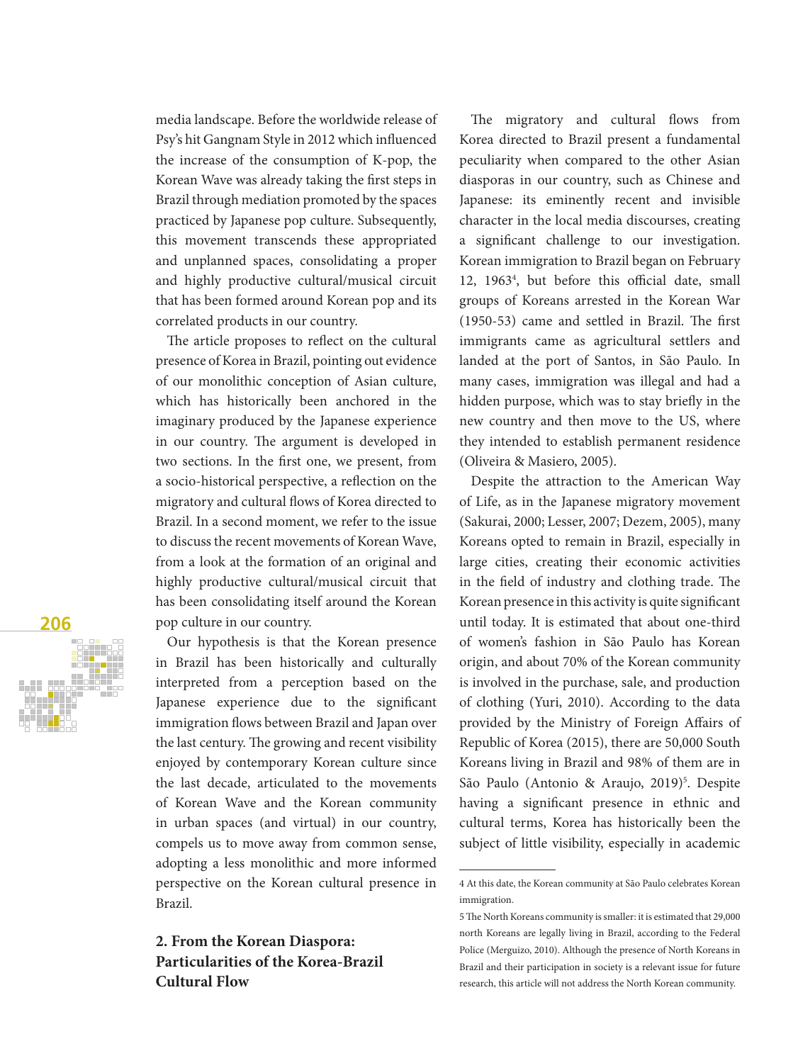media landscape. Before the worldwide release of Psy's hit Gangnam Style in 2012 which influenced the increase of the consumption of K-pop, the Korean Wave was already taking the first steps in Brazil through mediation promoted by the spaces practiced by Japanese pop culture. Subsequently, this movement transcends these appropriated and unplanned spaces, consolidating a proper and highly productive cultural/musical circuit that has been formed around Korean pop and its correlated products in our country.

The article proposes to reflect on the cultural presence of Korea in Brazil, pointing out evidence of our monolithic conception of Asian culture, which has historically been anchored in the imaginary produced by the Japanese experience in our country. The argument is developed in two sections. In the first one, we present, from a socio-historical perspective, a reflection on the migratory and cultural flows of Korea directed to Brazil. In a second moment, we refer to the issue to discuss the recent movements of Korean Wave, from a look at the formation of an original and highly productive cultural/musical circuit that has been consolidating itself around the Korean pop culture in our country.

Our hypothesis is that the Korean presence in Brazil has been historically and culturally interpreted from a perception based on the Japanese experience due to the significant immigration flows between Brazil and Japan over the last century. The growing and recent visibility enjoyed by contemporary Korean culture since the last decade, articulated to the movements of Korean Wave and the Korean community in urban spaces (and virtual) in our country, compels us to move away from common sense, adopting a less monolithic and more informed perspective on the Korean cultural presence in Brazil.

## 2. From the Korean Diaspora: Particularities of the Korea-Brazil Cultural Flow

The migratory and cultural flows from Korea directed to Brazil present a fundamental peculiarity when compared to the other Asian diasporas in our country, such as Chinese and Japanese: its eminently recent and invisible character in the local media discourses, creating a significant challenge to our investigation. Korean immigration to Brazil began on February 12, 1963[4], but before this official date, small groups of Koreans arrested in the Korean War (1950-53) came and settled in Brazil. The first immigrants came as agricultural settlers and landed at the port of Santos, in São Paulo. In many cases, immigration was illegal and had a hidden purpose, which was to stay briefly in the new country and then move to the US, where they intended to establish permanent residence (Oliveira & Masiero, 2005).

Despite the attraction to the American Way of Life, as in the Japanese migratory movement (Sakurai, 2000; Lesser, 2007; Dezem, 2005), many Koreans opted to remain in Brazil, especially in large cities, creating their economic activities in the field of industry and clothing trade. The Korean presence in this activity is quite significant until today. It is estimated that about one-third of women's fashion in São Paulo has Korean origin, and about 70% of the Korean community is involved in the purchase, sale, and production of clothing (Yuri, 2010). According to the data provided by the Ministry of Foreign Affairs of Republic of Korea (2015), there are 50,000 South Koreans living in Brazil and 98% of them are in São Paulo (Antonio & Araujo, 2019)[5]. Despite having a significant presence in ethnic and cultural terms, Korea has historically been the subject of little visibility, especially in academic

---

4 At this date, the Korean community at São Paulo celebrates Korean immigration.

5 The North Koreans community is smaller: it is estimated that 29,000 north Koreans are legally living in Brazil, according to the Federal Police (Merguizo, 2010). Although the presence of North Koreans in Brazil and their participation in society is a relevant issue for future research, this article will not address the North Korean community.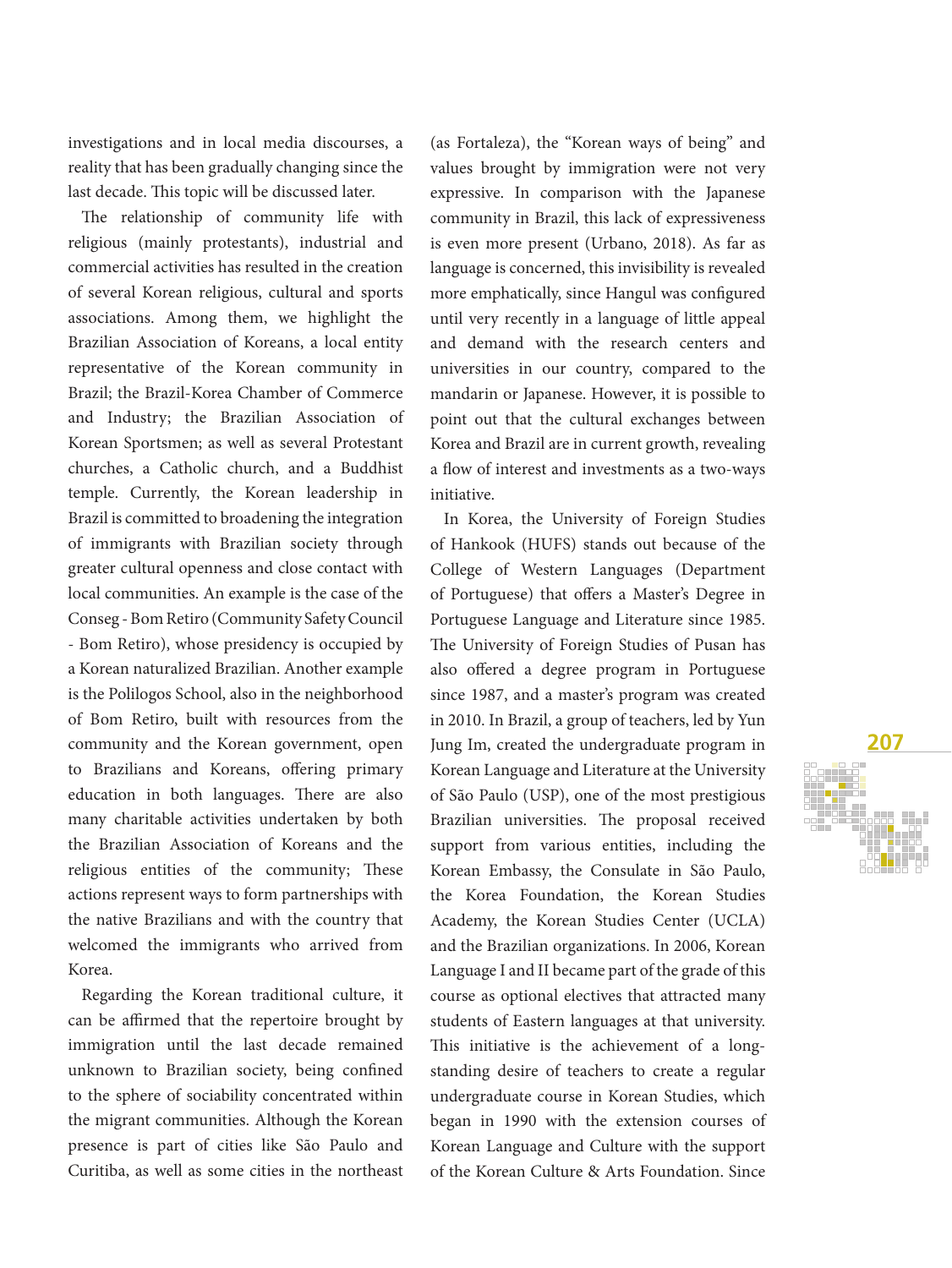investigations and in local media discourses, a reality that has been gradually changing since the last decade. This topic will be discussed later.

The relationship of community life with religious (mainly protestants), industrial and commercial activities has resulted in the creation of several Korean religious, cultural and sports associations. Among them, we highlight the Brazilian Association of Koreans, a local entity representative of the Korean community in Brazil; the Brazil-Korea Chamber of Commerce and Industry; the Brazilian Association of Korean Sportsmen; as well as several Protestant churches, a Catholic church, and a Buddhist temple. Currently, the Korean leadership in Brazil is committed to broadening the integration of immigrants with Brazilian society through greater cultural openness and close contact with local communities. An example is the case of the Conseg - Bom Retiro (Community Safety Council - Bom Retiro), whose presidency is occupied by a Korean naturalized Brazilian. Another example is the Polilogos School, also in the neighborhood of Bom Retiro, built with resources from the community and the Korean government, open to Brazilians and Koreans, offering primary education in both languages. There are also many charitable activities undertaken by both the Brazilian Association of Koreans and the religious entities of the community; These actions represent ways to form partnerships with the native Brazilians and with the country that welcomed the immigrants who arrived from Korea.

Regarding the Korean traditional culture, it can be affirmed that the repertoire brought by immigration until the last decade remained unknown to Brazilian society, being confined to the sphere of sociability concentrated within the migrant communities. Although the Korean presence is part of cities like São Paulo and Curitiba, as well as some cities in the northeast (as Fortaleza), the "Korean ways of being" and values brought by immigration were not very expressive. In comparison with the Japanese community in Brazil, this lack of expressiveness is even more present (Urbano, 2018). As far as language is concerned, this invisibility is revealed more emphatically, since Hangul was configured until very recently in a language of little appeal and demand with the research centers and universities in our country, compared to the mandarin or Japanese. However, it is possible to point out that the cultural exchanges between Korea and Brazil are in current growth, revealing a flow of interest and investments as a two-ways initiative.

In Korea, the University of Foreign Studies of Hankook (HUFS) stands out because of the College of Western Languages (Department of Portuguese) that offers a Master's Degree in Portuguese Language and Literature since 1985. The University of Foreign Studies of Pusan has also offered a degree program in Portuguese since 1987, and a master's program was created in 2010. In Brazil, a group of teachers, led by Yun Jung Im, created the undergraduate program in Korean Language and Literature at the University of São Paulo (USP), one of the most prestigious Brazilian universities. The proposal received support from various entities, including the Korean Embassy, the Consulate in São Paulo, the Korea Foundation, the Korean Studies Academy, the Korean Studies Center (UCLA) and the Brazilian organizations. In 2006, Korean Language I and II became part of the grade of this course as optional electives that attracted many students of Eastern languages at that university. This initiative is the achievement of a long-standing desire of teachers to create a regular undergraduate course in Korean Studies, which began in 1990 with the extension courses of Korean Language and Culture with the support of the Korean Culture & Arts Foundation. Since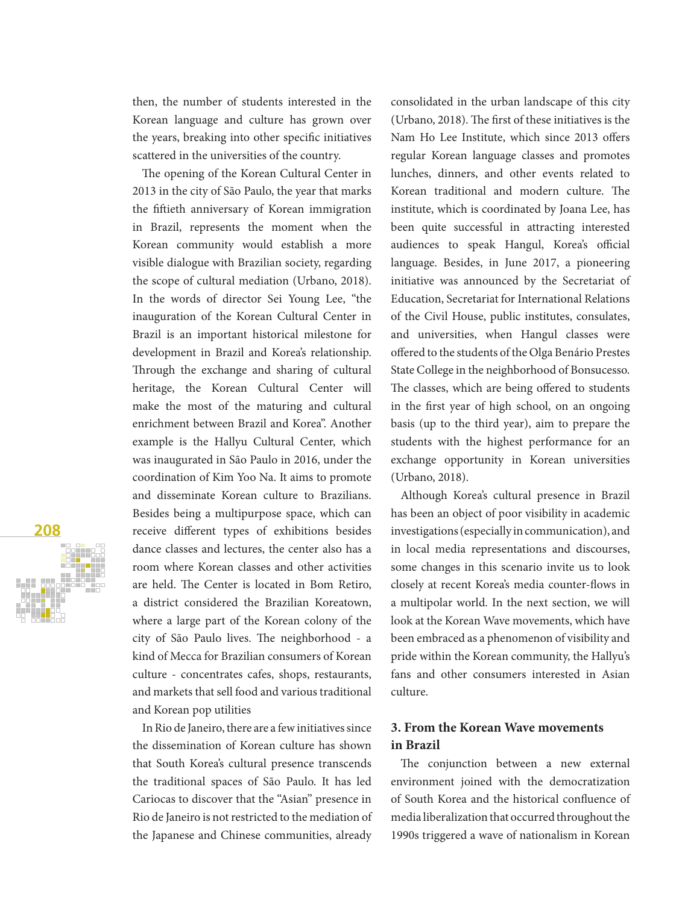then, the number of students interested in the Korean language and culture has grown over the years, breaking into other specific initiatives scattered in the universities of the country.

The opening of the Korean Cultural Center in 2013 in the city of São Paulo, the year that marks the fiftieth anniversary of Korean immigration in Brazil, represents the moment when the Korean community would establish a more visible dialogue with Brazilian society, regarding the scope of cultural mediation (Urbano, 2018). In the words of director Sei Young Lee, "the inauguration of the Korean Cultural Center in Brazil is an important historical milestone for development in Brazil and Korea's relationship. Through the exchange and sharing of cultural heritage, the Korean Cultural Center will make the most of the maturing and cultural enrichment between Brazil and Korea". Another example is the Hallyu Cultural Center, which was inaugurated in São Paulo in 2016, under the coordination of Kim Yoo Na. It aims to promote and disseminate Korean culture to Brazilians. Besides being a multipurpose space, which can receive different types of exhibitions besides dance classes and lectures, the center also has a room where Korean classes and other activities are held. The Center is located in Bom Retiro, a district considered the Brazilian Koreatown, where a large part of the Korean colony of the city of São Paulo lives. The neighborhood - a kind of Mecca for Brazilian consumers of Korean culture - concentrates cafes, shops, restaurants, and markets that sell food and various traditional and Korean pop utilities

In Rio de Janeiro, there are a few initiatives since the dissemination of Korean culture has shown that South Korea's cultural presence transcends the traditional spaces of São Paulo. It has led Cariocas to discover that the "Asian" presence in Rio de Janeiro is not restricted to the mediation of the Japanese and Chinese communities, already consolidated in the urban landscape of this city (Urbano, 2018). The first of these initiatives is the Nam Ho Lee Institute, which since 2013 offers regular Korean language classes and promotes lunches, dinners, and other events related to Korean traditional and modern culture. The institute, which is coordinated by Joana Lee, has been quite successful in attracting interested audiences to speak Hangul, Korea's official language. Besides, in June 2017, a pioneering initiative was announced by the Secretariat of Education, Secretariat for International Relations of the Civil House, public institutes, consulates, and universities, when Hangul classes were offered to the students of the Olga Benário Prestes State College in the neighborhood of Bonsucesso. The classes, which are being offered to students in the first year of high school, on an ongoing basis (up to the third year), aim to prepare the students with the highest performance for an exchange opportunity in Korean universities (Urbano, 2018).

Although Korea's cultural presence in Brazil has been an object of poor visibility in academic investigations (especially in communication), and in local media representations and discourses, some changes in this scenario invite us to look closely at recent Korea's media counter-flows in a multipolar world. In the next section, we will look at the Korean Wave movements, which have been embraced as a phenomenon of visibility and pride within the Korean community, the Hallyu's fans and other consumers interested in Asian culture.

## 3. From the Korean Wave movements in Brazil

The conjunction between a new external environment joined with the democratization of South Korea and the historical confluence of media liberalization that occurred throughout the 1990s triggered a wave of nationalism in Korean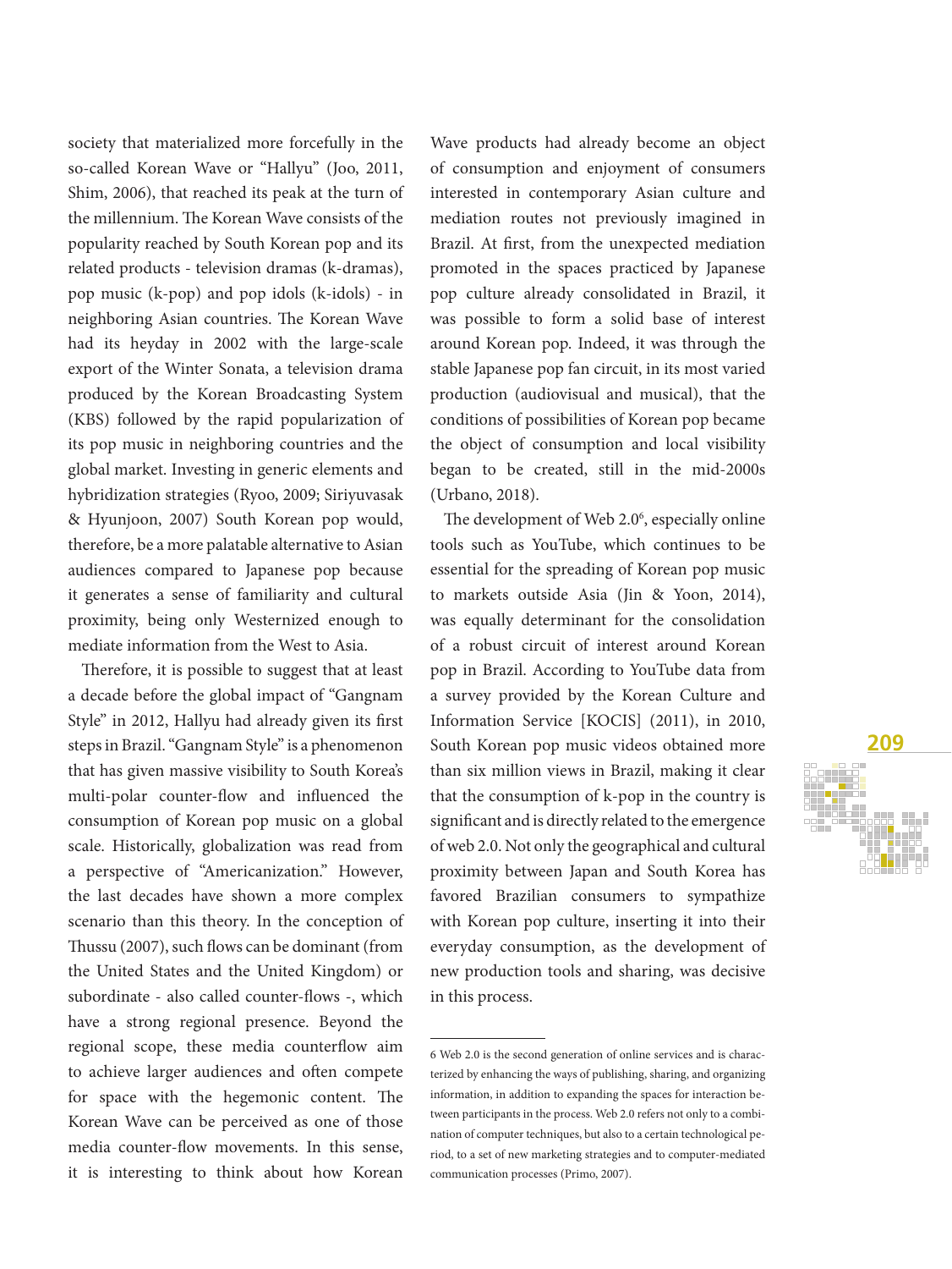society that materialized more forcefully in the so-called Korean Wave or "Hallyu" (Joo, 2011, Shim, 2006), that reached its peak at the turn of the millennium. The Korean Wave consists of the popularity reached by South Korean pop and its related products - television dramas (k-dramas), pop music (k-pop) and pop idols (k-idols) - in neighboring Asian countries. The Korean Wave had its heyday in 2002 with the large-scale export of the Winter Sonata, a television drama produced by the Korean Broadcasting System (KBS) followed by the rapid popularization of its pop music in neighboring countries and the global market. Investing in generic elements and hybridization strategies (Ryoo, 2009; Siriyuvasak & Hyunjoon, 2007) South Korean pop would, therefore, be a more palatable alternative to Asian audiences compared to Japanese pop because it generates a sense of familiarity and cultural proximity, being only Westernized enough to mediate information from the West to Asia.

Therefore, it is possible to suggest that at least a decade before the global impact of "Gangnam Style" in 2012, Hallyu had already given its first steps in Brazil. "Gangnam Style" is a phenomenon that has given massive visibility to South Korea's multi-polar counter-flow and influenced the consumption of Korean pop music on a global scale. Historically, globalization was read from a perspective of "Americanization." However, the last decades have shown a more complex scenario than this theory. In the conception of Thussu (2007), such flows can be dominant (from the United States and the United Kingdom) or subordinate - also called counter-flows -, which have a strong regional presence. Beyond the regional scope, these media counterflow aim to achieve larger audiences and often compete for space with the hegemonic content. The Korean Wave can be perceived as one of those media counter-flow movements. In this sense, it is interesting to think about how Korean Wave products had already become an object of consumption and enjoyment of consumers interested in contemporary Asian culture and mediation routes not previously imagined in Brazil. At first, from the unexpected mediation promoted in the spaces practiced by Japanese pop culture already consolidated in Brazil, it was possible to form a solid base of interest around Korean pop. Indeed, it was through the stable Japanese pop fan circuit, in its most varied production (audiovisual and musical), that the conditions of possibilities of Korean pop became the object of consumption and local visibility began to be created, still in the mid-2000s (Urbano, 2018).

The development of Web 2.0[6], especially online tools such as YouTube, which continues to be essential for the spreading of Korean pop music to markets outside Asia (Jin & Yoon, 2014), was equally determinant for the consolidation of a robust circuit of interest around Korean pop in Brazil. According to YouTube data from a survey provided by the Korean Culture and Information Service [KOCIS] (2011), in 2010, South Korean pop music videos obtained more than six million views in Brazil, making it clear that the consumption of k-pop in the country is significant and is directly related to the emergence of web 2.0. Not only the geographical and cultural proximity between Japan and South Korea has favored Brazilian consumers to sympathize with Korean pop culture, inserting it into their everyday consumption, as the development of new production tools and sharing, was decisive in this process.

---

6 Web 2.0 is the second generation of online services and is characterized by enhancing the ways of publishing, sharing, and organizing information, in addition to expanding the spaces for interaction between participants in the process. Web 2.0 refers not only to a combination of computer techniques, but also to a certain technological period, to a set of new marketing strategies and to computer-mediated communication processes (Primo, 2007).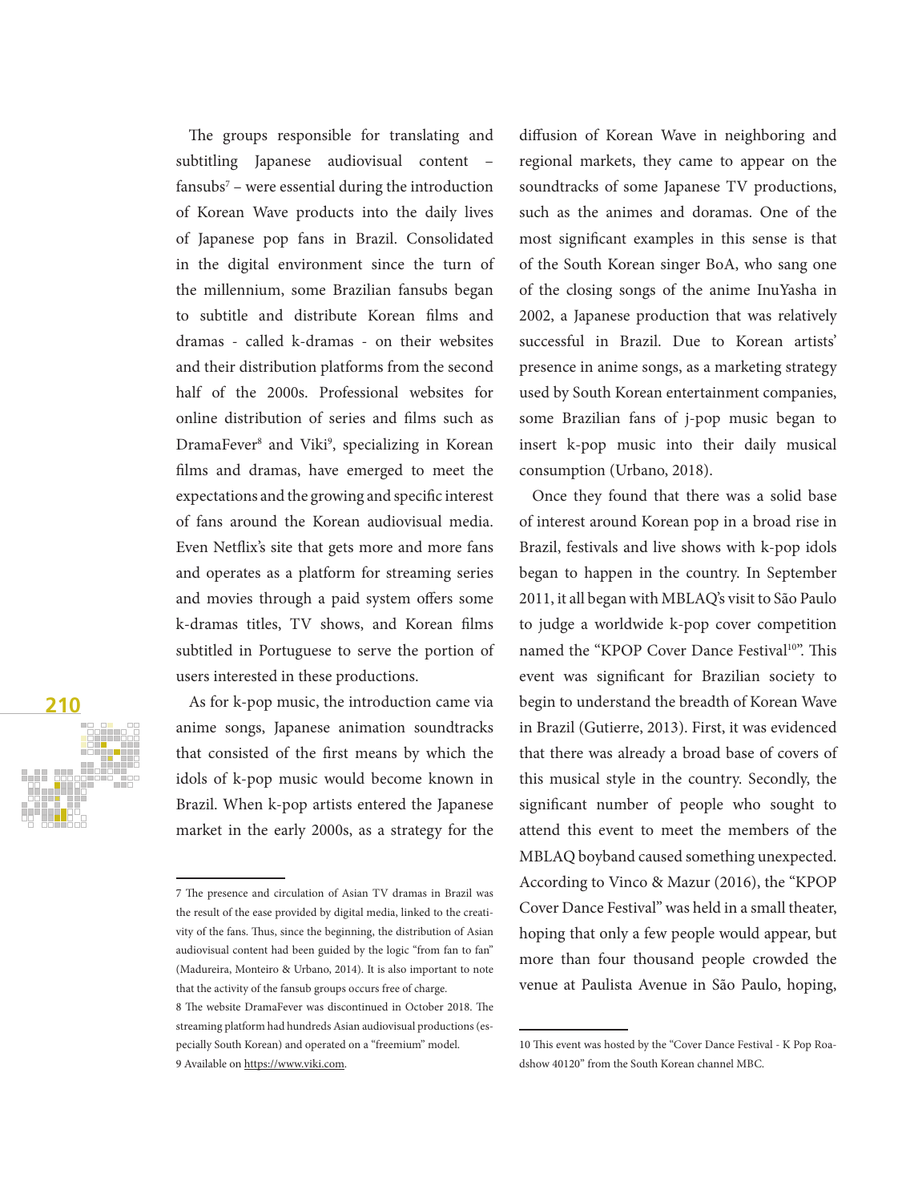The groups responsible for translating and subtitling Japanese audiovisual content – fansubs[7] – were essential during the introduction of Korean Wave products into the daily lives of Japanese pop fans in Brazil. Consolidated in the digital environment since the turn of the millennium, some Brazilian fansubs began to subtitle and distribute Korean films and dramas - called k-dramas - on their websites and their distribution platforms from the second half of the 2000s. Professional websites for online distribution of series and films such as DramaFever[8] and Viki[9], specializing in Korean films and dramas, have emerged to meet the expectations and the growing and specific interest of fans around the Korean audiovisual media. Even Netflix's site that gets more and more fans and operates as a platform for streaming series and movies through a paid system offers some k-dramas titles, TV shows, and Korean films subtitled in Portuguese to serve the portion of users interested in these productions.

As for k-pop music, the introduction came via anime songs, Japanese animation soundtracks that consisted of the first means by which the idols of k-pop music would become known in Brazil. When k-pop artists entered the Japanese market in the early 2000s, as a strategy for the diffusion of Korean Wave in neighboring and regional markets, they came to appear on the soundtracks of some Japanese TV productions, such as the animes and doramas. One of the most significant examples in this sense is that of the South Korean singer BoA, who sang one of the closing songs of the anime InuYasha in 2002, a Japanese production that was relatively successful in Brazil. Due to Korean artists' presence in anime songs, as a marketing strategy used by South Korean entertainment companies, some Brazilian fans of j-pop music began to insert k-pop music into their daily musical consumption (Urbano, 2018).

Once they found that there was a solid base of interest around Korean pop in a broad rise in Brazil, festivals and live shows with k-pop idols began to happen in the country. In September 2011, it all began with MBLAQ's visit to São Paulo to judge a worldwide k-pop cover competition named the "KPOP Cover Dance Festival[10]". This event was significant for Brazilian society to begin to understand the breadth of Korean Wave in Brazil (Gutierre, 2013). First, it was evidenced that there was already a broad base of covers of this musical style in the country. Secondly, the significant number of people who sought to attend this event to meet the members of the MBLAQ boyband caused something unexpected. According to Vinco & Mazur (2016), the "KPOP Cover Dance Festival" was held in a small theater, hoping that only a few people would appear, but more than four thousand people crowded the venue at Paulista Avenue in São Paulo, hoping,

---

7 The presence and circulation of Asian TV dramas in Brazil was the result of the ease provided by digital media, linked to the creativity of the fans. Thus, since the beginning, the distribution of Asian audiovisual content had been guided by the logic "from fan to fan" (Madureira, Monteiro & Urbano, 2014). It is also important to note that the activity of the fansub groups occurs free of charge.

8 The website DramaFever was discontinued in October 2018. The streaming platform had hundreds Asian audiovisual productions (especially South Korean) and operated on a "freemium" model.

9 Available on https://www.viki.com.

10 This event was hosted by the "Cover Dance Festival - K Pop Roadshow 40120" from the South Korean channel MBC.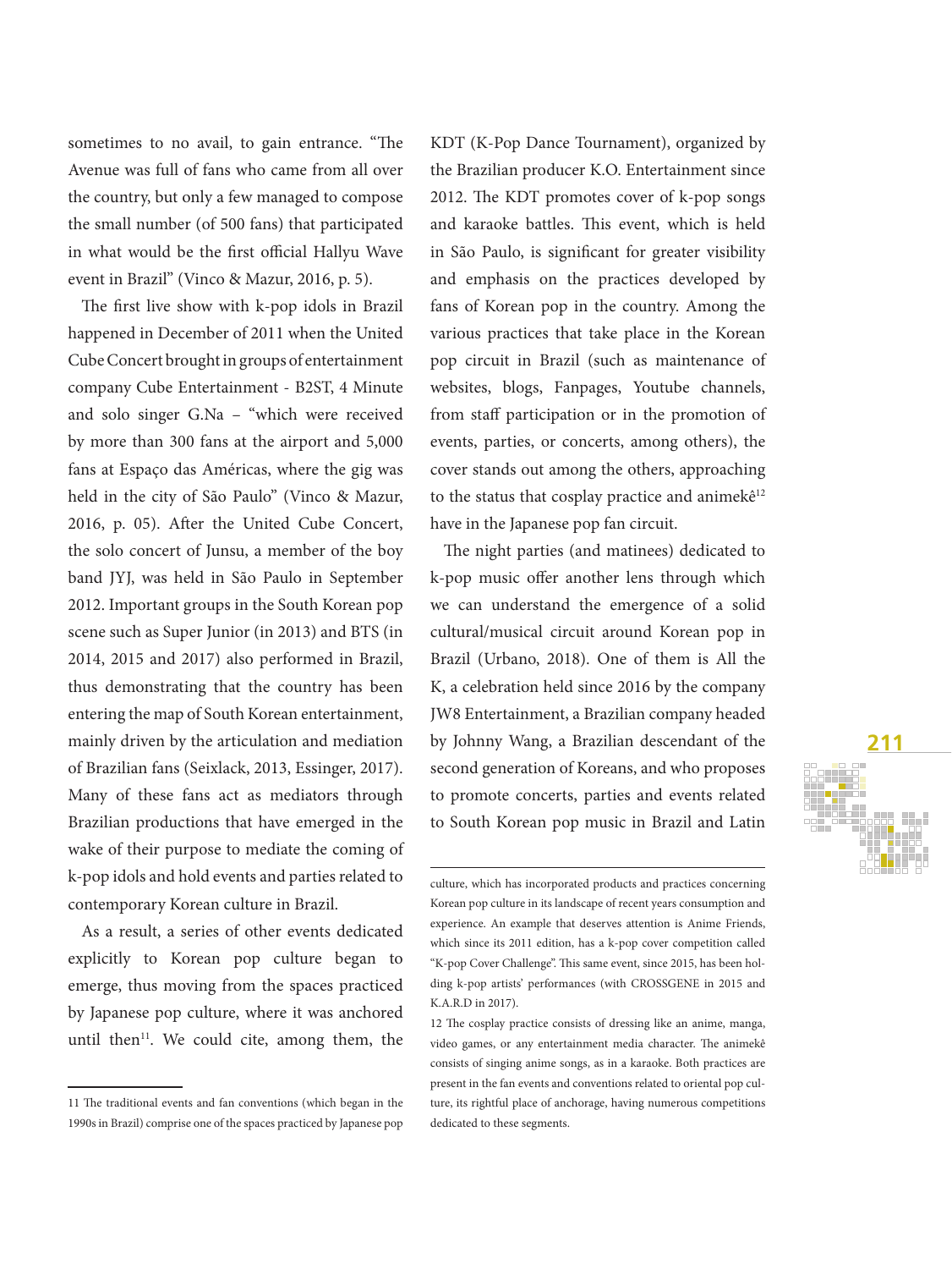sometimes to no avail, to gain entrance. "The Avenue was full of fans who came from all over the country, but only a few managed to compose the small number (of 500 fans) that participated in what would be the first official Hallyu Wave event in Brazil" (Vinco & Mazur, 2016, p. 5).

The first live show with k-pop idols in Brazil happened in December of 2011 when the United Cube Concert brought in groups of entertainment company Cube Entertainment - B2ST, 4 Minute and solo singer G.Na – "which were received by more than 300 fans at the airport and 5,000 fans at Espaço das Américas, where the gig was held in the city of São Paulo" (Vinco & Mazur, 2016, p. 05). After the United Cube Concert, the solo concert of Junsu, a member of the boy band JYJ, was held in São Paulo in September 2012. Important groups in the South Korean pop scene such as Super Junior (in 2013) and BTS (in 2014, 2015 and 2017) also performed in Brazil, thus demonstrating that the country has been entering the map of South Korean entertainment, mainly driven by the articulation and mediation of Brazilian fans (Seixlack, 2013, Essinger, 2017). Many of these fans act as mediators through Brazilian productions that have emerged in the wake of their purpose to mediate the coming of k-pop idols and hold events and parties related to contemporary Korean culture in Brazil.

As a result, a series of other events dedicated explicitly to Korean pop culture began to emerge, thus moving from the spaces practiced by Japanese pop culture, where it was anchored until then[11]. We could cite, among them, the KDT (K-Pop Dance Tournament), organized by the Brazilian producer K.O. Entertainment since 2012. The KDT promotes cover of k-pop songs and karaoke battles. This event, which is held in São Paulo, is significant for greater visibility and emphasis on the practices developed by fans of Korean pop in the country. Among the various practices that take place in the Korean pop circuit in Brazil (such as maintenance of websites, blogs, Fanpages, Youtube channels, from staff participation or in the promotion of events, parties, or concerts, among others), the cover stands out among the others, approaching to the status that cosplay practice and animekê[12] have in the Japanese pop fan circuit.

The night parties (and matinees) dedicated to k-pop music offer another lens through which we can understand the emergence of a solid cultural/musical circuit around Korean pop in Brazil (Urbano, 2018). One of them is All the K, a celebration held since 2016 by the company JW8 Entertainment, a Brazilian company headed by Johnny Wang, a Brazilian descendant of the second generation of Koreans, and who proposes to promote concerts, parties and events related to South Korean pop music in Brazil and Latin

---

11 The traditional events and fan conventions (which began in the 1990s in Brazil) comprise one of the spaces practiced by Japanese pop culture, which has incorporated products and practices concerning Korean pop culture in its landscape of recent years consumption and experience. An example that deserves attention is Anime Friends, which since its 2011 edition, has a k-pop cover competition called "K-pop Cover Challenge". This same event, since 2015, has been holding k-pop artists' performances (with CROSSGENE in 2015 and K.A.R.D in 2017).

12 The cosplay practice consists of dressing like an anime, manga, video games, or any entertainment media character. The animekê consists of singing anime songs, as in a karaoke. Both practices are present in the fan events and conventions related to oriental pop culture, its rightful place of anchorage, having numerous competitions dedicated to these segments.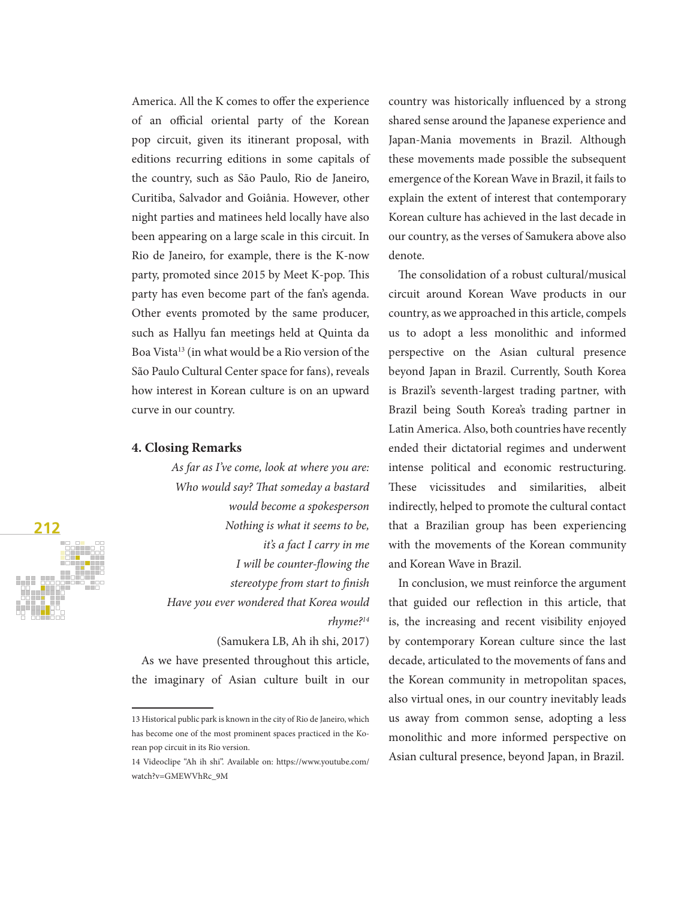America. All the K comes to offer the experience of an official oriental party of the Korean pop circuit, given its itinerant proposal, with editions recurring editions in some capitals of the country, such as São Paulo, Rio de Janeiro, Curitiba, Salvador and Goiânia. However, other night parties and matinees held locally have also been appearing on a large scale in this circuit. In Rio de Janeiro, for example, there is the K-now party, promoted since 2015 by Meet K-pop. This party has even become part of the fan's agenda. Other events promoted by the same producer, such as Hallyu fan meetings held at Quinta da Boa Vista[13] (in what would be a Rio version of the São Paulo Cultural Center space for fans), reveals how interest in Korean culture is on an upward curve in our country.

## 4. Closing Remarks

*As far as I've come, look at where you are:*
*Who would say? That someday a bastard*
*would become a spokesperson*
*Nothing is what it seems to be,*
*it's a fact I carry in me*
*I will be counter-flowing the*
*stereotype from start to finish*
*Have you ever wondered that Korea would*
*rhyme?*[14]

(Samukera LB, Ah ih shi, 2017)

As we have presented throughout this article, the imaginary of Asian culture built in our country was historically influenced by a strong shared sense around the Japanese experience and Japan-Mania movements in Brazil. Although these movements made possible the subsequent emergence of the Korean Wave in Brazil, it fails to explain the extent of interest that contemporary Korean culture has achieved in the last decade in our country, as the verses of Samukera above also denote.

The consolidation of a robust cultural/musical circuit around Korean Wave products in our country, as we approached in this article, compels us to adopt a less monolithic and informed perspective on the Asian cultural presence beyond Japan in Brazil. Currently, South Korea is Brazil's seventh-largest trading partner, with Brazil being South Korea's trading partner in Latin America. Also, both countries have recently ended their dictatorial regimes and underwent intense political and economic restructuring. These vicissitudes and similarities, albeit indirectly, helped to promote the cultural contact that a Brazilian group has been experiencing with the movements of the Korean community and Korean Wave in Brazil.

In conclusion, we must reinforce the argument that guided our reflection in this article, that is, the increasing and recent visibility enjoyed by contemporary Korean culture since the last decade, articulated to the movements of fans and the Korean community in metropolitan spaces, also virtual ones, in our country inevitably leads us away from common sense, adopting a less monolithic and more informed perspective on Asian cultural presence, beyond Japan, in Brazil.

---

13 Historical public park is known in the city of Rio de Janeiro, which has become one of the most prominent spaces practiced in the Korean pop circuit in its Rio version.

14 Videoclipe "Ah ih shi". Available on: https://www.youtube.com/watch?v=GMEWVhRc_9M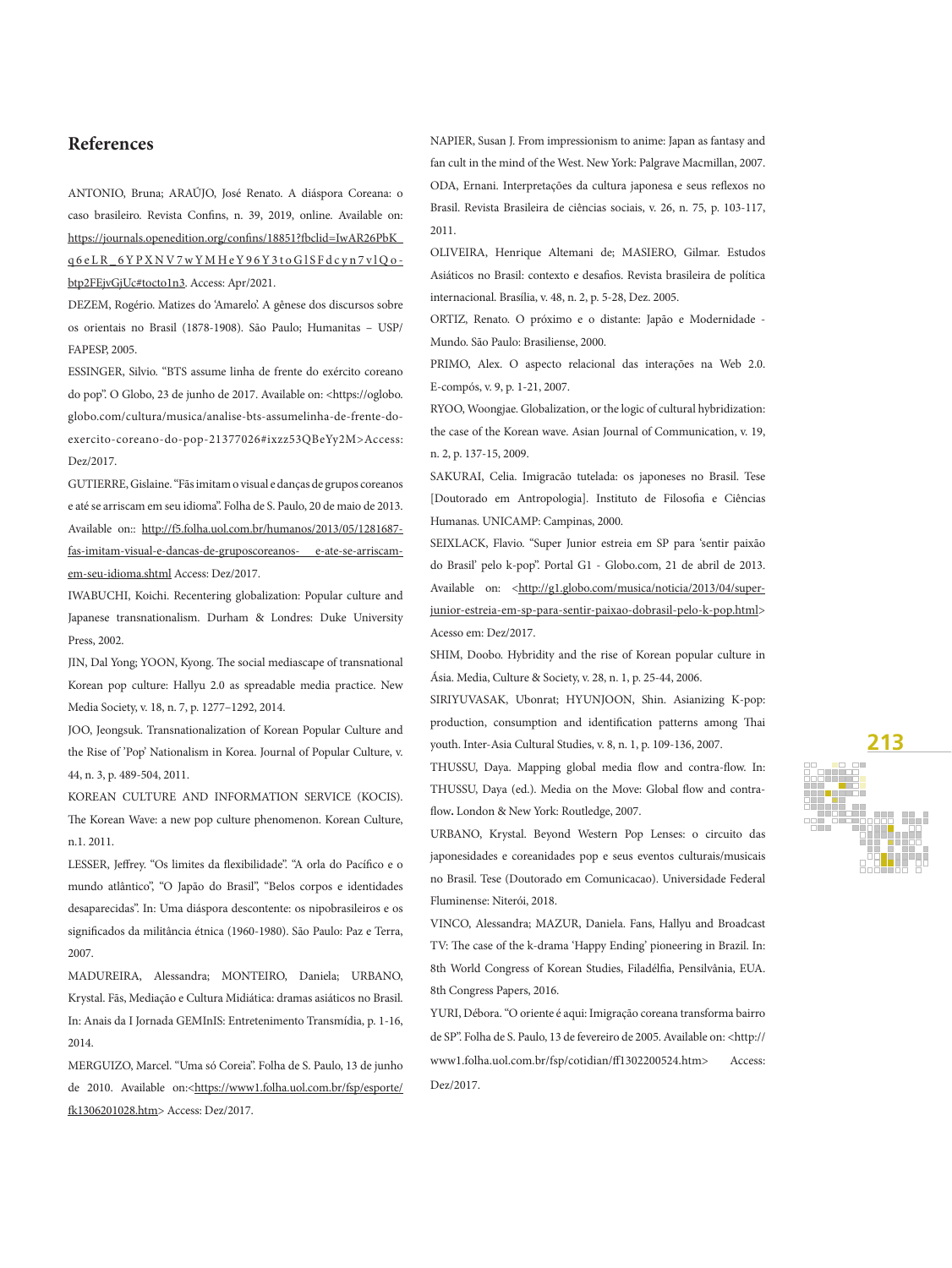## References

ANTONIO, Bruna; ARAÚJO, José Renato. A diáspora Coreana: o caso brasileiro. Revista Confins, n. 39, 2019, online. Available on: https://journals.openedition.org/confins/18851?fbclid=IwAR26PbK_q6eLR_6YPXNV7wYMHeY96Y3toGlSFdcyn7vlQo-btp2FEjvGjUc#tocto1n3. Access: Apr/2021.

DEZEM, Rogério. Matizes do 'Amarelo'. A gênese dos discursos sobre os orientais no Brasil (1878-1908). São Paulo; Humanitas – USP/ FAPESP, 2005.

ESSINGER, Silvio. "BTS assume linha de frente do exército coreano do pop". O Globo, 23 de junho de 2017. Available on: <https://oglobo.globo.com/cultura/musica/analise-bts-assumelinha-de-frente-do-exercito-coreano-do-pop-21377026#ixzz53QBeYy2M>Access: Dez/2017.

GUTIERRE, Gislaine. "Fãs imitam o visual e danças de grupos coreanos e até se arriscam em seu idioma". Folha de S. Paulo, 20 de maio de 2013. Available on:: http://f5.folha.uol.com.br/humanos/2013/05/1281687-fas-imitam-visual-e-dancas-de-gruposcoreanos- e-ate-se-arriscam-em-seu-idioma.shtml Access: Dez/2017.

IWABUCHI, Koichi. Recentering globalization: Popular culture and Japanese transnationalism. Durham & Londres: Duke University Press, 2002.

JIN, Dal Yong; YOON, Kyong. The social mediascape of transnational Korean pop culture: Hallyu 2.0 as spreadable media practice. New Media Society, v. 18, n. 7, p. 1277–1292, 2014.

JOO, Jeongsuk. Transnationalization of Korean Popular Culture and the Rise of 'Pop' Nationalism in Korea. Journal of Popular Culture, v. 44, n. 3, p. 489-504, 2011.

KOREAN CULTURE AND INFORMATION SERVICE (KOCIS). The Korean Wave: a new pop culture phenomenon. Korean Culture, n.1. 2011.

LESSER, Jeffrey. "Os limites da flexibilidade". "A orla do Pacífico e o mundo atlântico", "O Japão do Brasil", "Belos corpos e identidades desaparecidas". In: Uma diáspora descontente: os nipobrasileiros e os significados da militância étnica (1960-1980). São Paulo: Paz e Terra, 2007.

MADUREIRA, Alessandra; MONTEIRO, Daniela; URBANO, Krystal. Fãs, Mediação e Cultura Midiática: dramas asiáticos no Brasil. In: Anais da I Jornada GEMInIS: Entretenimento Transmídia, p. 1-16, 2014.

MERGUIZO, Marcel. "Uma só Coreia". Folha de S. Paulo, 13 de junho de 2010. Available on:<https://www1.folha.uol.com.br/fsp/esporte/fk1306201028.htm> Access: Dez/2017.

NAPIER, Susan J. From impressionism to anime: Japan as fantasy and fan cult in the mind of the West. New York: Palgrave Macmillan, 2007.

ODA, Ernani. Interpretações da cultura japonesa e seus reflexos no Brasil. Revista Brasileira de ciências sociais, v. 26, n. 75, p. 103-117, 2011.

OLIVEIRA, Henrique Altemani de; MASIERO, Gilmar. Estudos Asiáticos no Brasil: contexto e desafios. Revista brasileira de política internacional. Brasília, v. 48, n. 2, p. 5-28, Dez. 2005.

ORTIZ, Renato. O próximo e o distante: Japão e Modernidade - Mundo. São Paulo: Brasiliense, 2000.

PRIMO, Alex. O aspecto relacional das interações na Web 2.0. E-compós, v. 9, p. 1-21, 2007.

RYOO, Woongjae. Globalization, or the logic of cultural hybridization: the case of the Korean wave. Asian Journal of Communication, v. 19, n. 2, p. 137-15, 2009.

SAKURAI, Celia. Imigracão tutelada: os japoneses no Brasil. Tese [Doutorado em Antropologia]. Instituto de Filosofia e Ciências Humanas. UNICAMP: Campinas, 2000.

SEIXLACK, Flavio. "Super Junior estreia em SP para 'sentir paixão do Brasil' pelo k-pop". Portal G1 - Globo.com, 21 de abril de 2013. Available on: <http://g1.globo.com/musica/noticia/2013/04/super-junior-estreia-em-sp-para-sentir-paixao-dobrasil-pelo-k-pop.html> Acesso em: Dez/2017.

SHIM, Doobo. Hybridity and the rise of Korean popular culture in Ásia. Media, Culture & Society, v. 28, n. 1, p. 25-44, 2006.

SIRIYUVASAK, Ubonrat; HYUNJOON, Shin. Asianizing K-pop: production, consumption and identification patterns among Thai youth. Inter-Asia Cultural Studies, v. 8, n. 1, p. 109-136, 2007.

THUSSU, Daya. Mapping global media flow and contra-flow. In: THUSSU, Daya (ed.). Media on the Move: Global flow and contra-flow. London & New York: Routledge, 2007.

URBANO, Krystal. Beyond Western Pop Lenses: o circuito das japonesidades e coreanidades pop e seus eventos culturais/musicais no Brasil. Tese (Doutorado em Comunicacao). Universidade Federal Fluminense: Niterói, 2018.

VINCO, Alessandra; MAZUR, Daniela. Fans, Hallyu and Broadcast TV: The case of the k-drama 'Happy Ending' pioneering in Brazil. In: 8th World Congress of Korean Studies, Filadélfia, Pensilvânia, EUA. 8th Congress Papers, 2016.

YURI, Débora. "O oriente é aqui: Imigração coreana transforma bairro de SP". Folha de S. Paulo, 13 de fevereiro de 2005. Available on: <http://www1.folha.uol.com.br/fsp/cotidian/ff1302200524.htm> Access: Dez/2017.